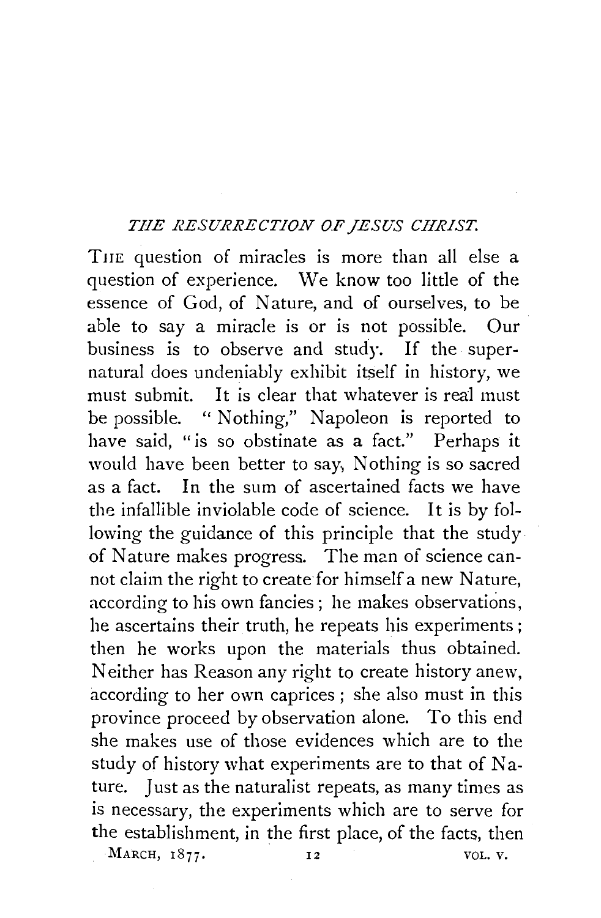## *THE RESURRECTION OF JESUS CHRIST.*

THE question of miracles is more than all else a question of experience. We know too little of the essence of God, of Nature, and of ourselves, to be able to say a miracle is or is not possible. Our business is to observe and study. If the supernatural does undeniably exhibit itself in history, we must submit. It is clear that whatever is real must be possible. "Nothing," Napoleon is reported to have said, "is so obstinate as a fact." Perhaps it would have been better to say, Nothing is so sacred as a fact. In the sum of ascertained facts we have the infallible inviolable code of science. It is by following the guidance of this principle that the study of Nature makes progress. The man of science cannot claim the right to create for himself a new Nature, according to his own fancies; he makes observations, he ascertains their truth, he repeats his experiments; then he works upon the materials thus obtained. Neither has Reason any right to create history anew, according to her own caprices; she also must in this province proceed by observation alone. To this end she makes use of those evidences which are to the study of history what experiments are to that of Nature. Just as the naturalist repeats, as many times as is necessary, the experiments which are to serve for the establishment, in the first place, of the facts, then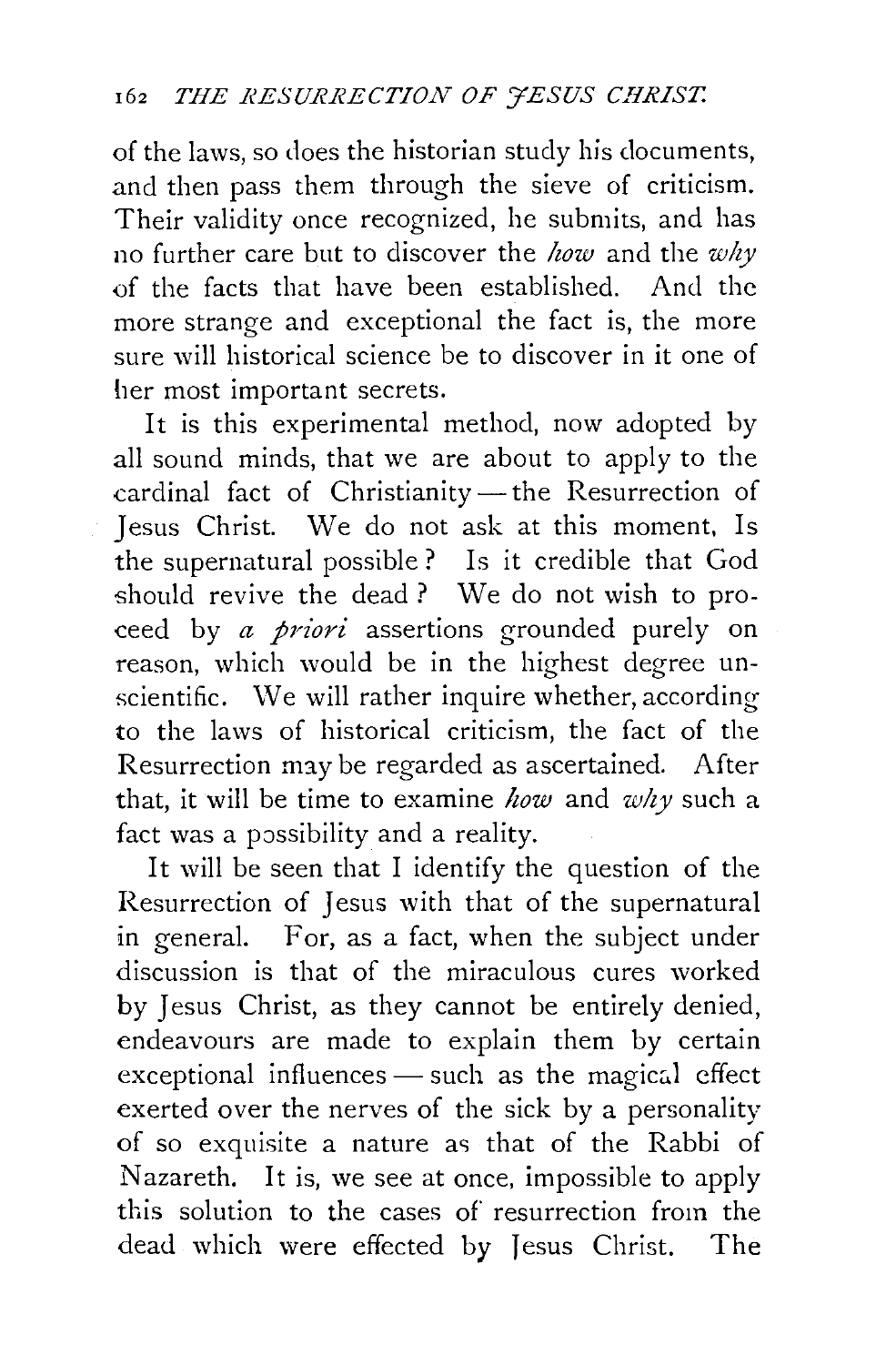of the laws, so does the historian study his documents, and then pass them through the sieve of criticism. Their validity once recognized, he submits, and has no further care but to discover the *how* and the *why* of the facts that have been established. And the more strange and exceptional the fact is, the more sure will historical science be to discover in it one of her most important secrets.

It is this experimental method, now adopted by all sound minds, that we are about to apply to the cardinal fact of Christianity — the Resurrection of Jesus Christ. We do not ask at this moment, Is the supernatural possible? Is it credible that God should revive the dead? We do not wish to proceed by *a priori* assertions grounded purely on reason, which would be in the highest degree unscientific. We will rather inquire whether, according to the laws of historical criticism, the fact of the Resurrection may be regarded as ascertained. After that, it will be time to examine *how* and *why* such a fact was a possibility and a reality.

It will be seen that I identify the question of the Resurrection of Jesus with that of the supernatural in general. For, as a fact, when the subject under discussion is that of the miraculous cures worked by Jesus Christ, as they cannot be entirely denied, endeavours are made to explain them by certain exceptional influences — such as the magical effect exerted over the nerves of the sick by a personality of so exquisite a nature as that of the Rabbi of Nazareth. It is, we see at once, impossible to apply this solution to the cases of resurrection from the dead which were effected by Jesus Christ. The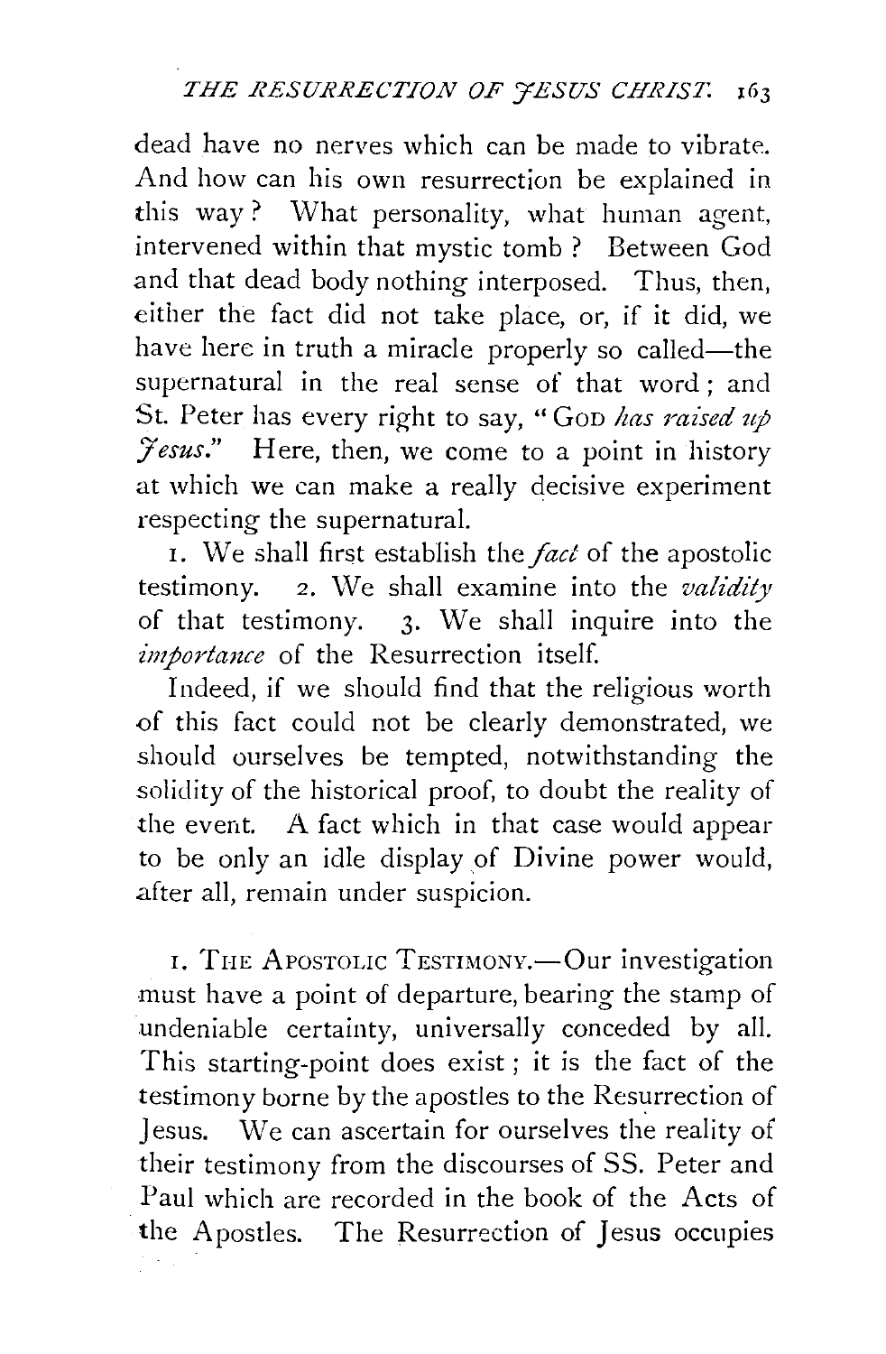dead have no nerves which can be made to vibrate. And how can his own resurrection be explained in this way? What personality, what human agent, intervened within that mystic tomb? Between God and that dead body nothing interposed. Thus, then, either the fact did not take place, or, if it did, we have here in truth a miracle properly so called—the supernatural in the real sense of that word; and St. Peter has every right to say, "GOD *has raised up Jesus*." Here, then, we come to a point in history at which we can make a really decisive experiment respecting the supernatural.

1. We shall first establish the *fact* of the apostolic testimony. 2. We shall examine into the *validity* of that testimony. 3. We shall inquire into the *importance* of the Resurrection itself.

Indeed, if we should find that the religious worth of this fact could not be clearly demonstrated, we should ourselves be tempted, notwithstanding the solidity of the historical proof, to doubt the reality of the event. A fact which in that case would appear to be only an idle display of Divine power would, after all, remain under suspicion.

1. THE APOSTOLIC TESTIMONY.—Our investigation must have a point of departure, bearing the stamp of undeniable certainty, universally conceded by all. This starting-point does exist; it is the fact of the testimony borne by the apostles to the Resurrection of Jesus. We can ascertain for ourselves the reality of their testimony from the discourses of SS. Peter and Paul which are recorded in the book of the Acts of the Apostles. The Resurrection of Jesus occupies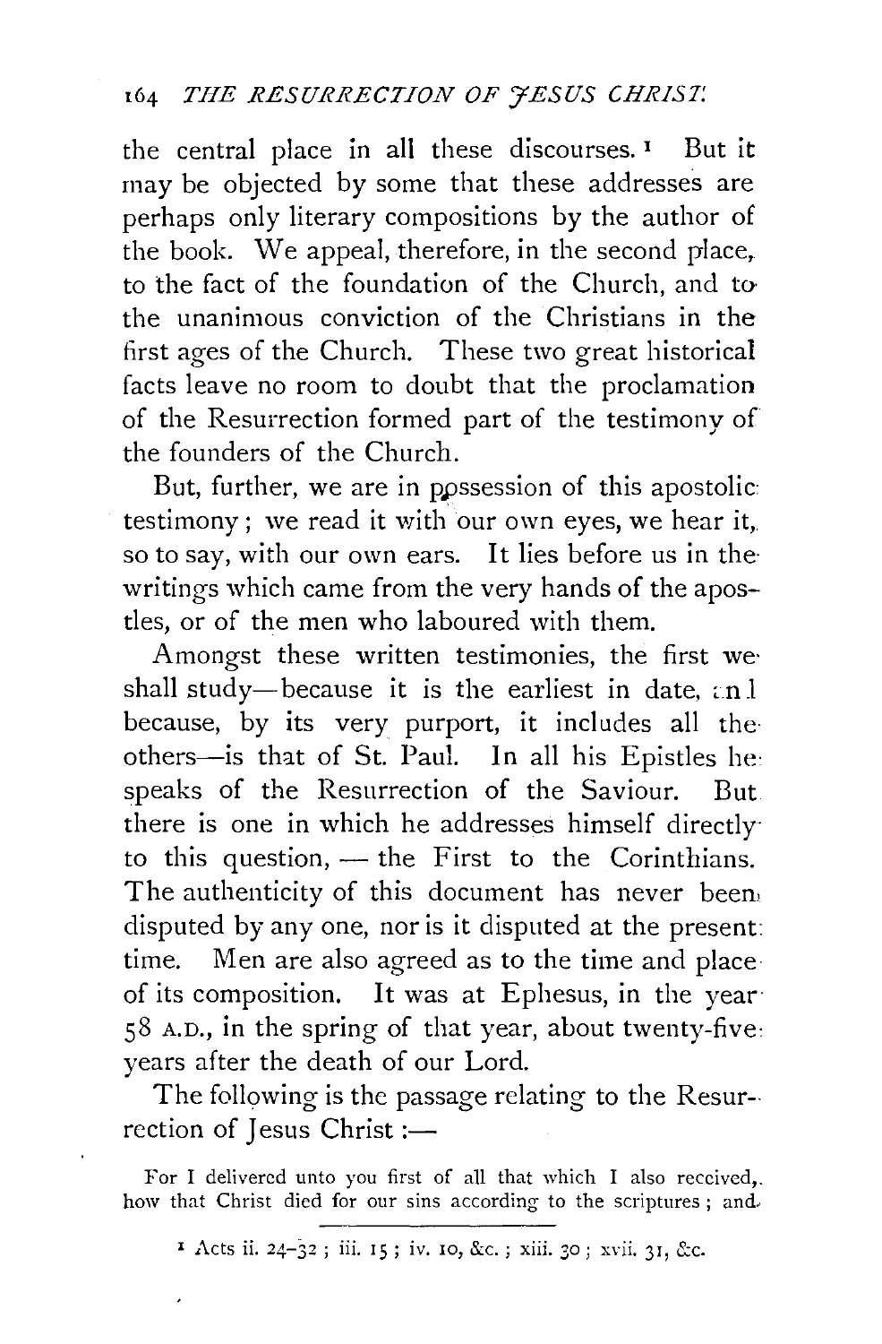the central place in all these discourses.[1] But it may be objected by some that these addresses are perhaps only literary compositions by the author of the book. We appeal, therefore, in the second place, to the fact of the foundation of the Church, and to the unanimous conviction of the Christians in the first ages of the Church. These two great historical facts leave no room to doubt that the proclamation of the Resurrection formed part of the testimony of the founders of the Church.

But, further, we are in possession of this apostolic testimony; we read it with our own eyes, we hear it, so to say, with our own ears. It lies before us in the writings which came from the very hands of the apostles, or of the men who laboured with them.

Amongst these written testimonies, the first we shall study—because it is the earliest in date, and because, by its very purport, it includes all the others—is that of St. Paul. In all his Epistles he speaks of the Resurrection of the Saviour. But there is one in which he addresses himself directly to this question, — the First to the Corinthians. The authenticity of this document has never been disputed by any one, nor is it disputed at the present time. Men are also agreed as to the time and place of its composition. It was at Ephesus, in the year 58 A.D., in the spring of that year, about twenty-five years after the death of our Lord.

The following is the passage relating to the Resurrection of Jesus Christ :—

For I delivered unto you first of all that which I also received, how that Christ died for our sins according to the scriptures; and

---

[1] Acts ii. 24–32; iii. 15; iv. 10, &c.; xiii. 30; xvii. 31, &c.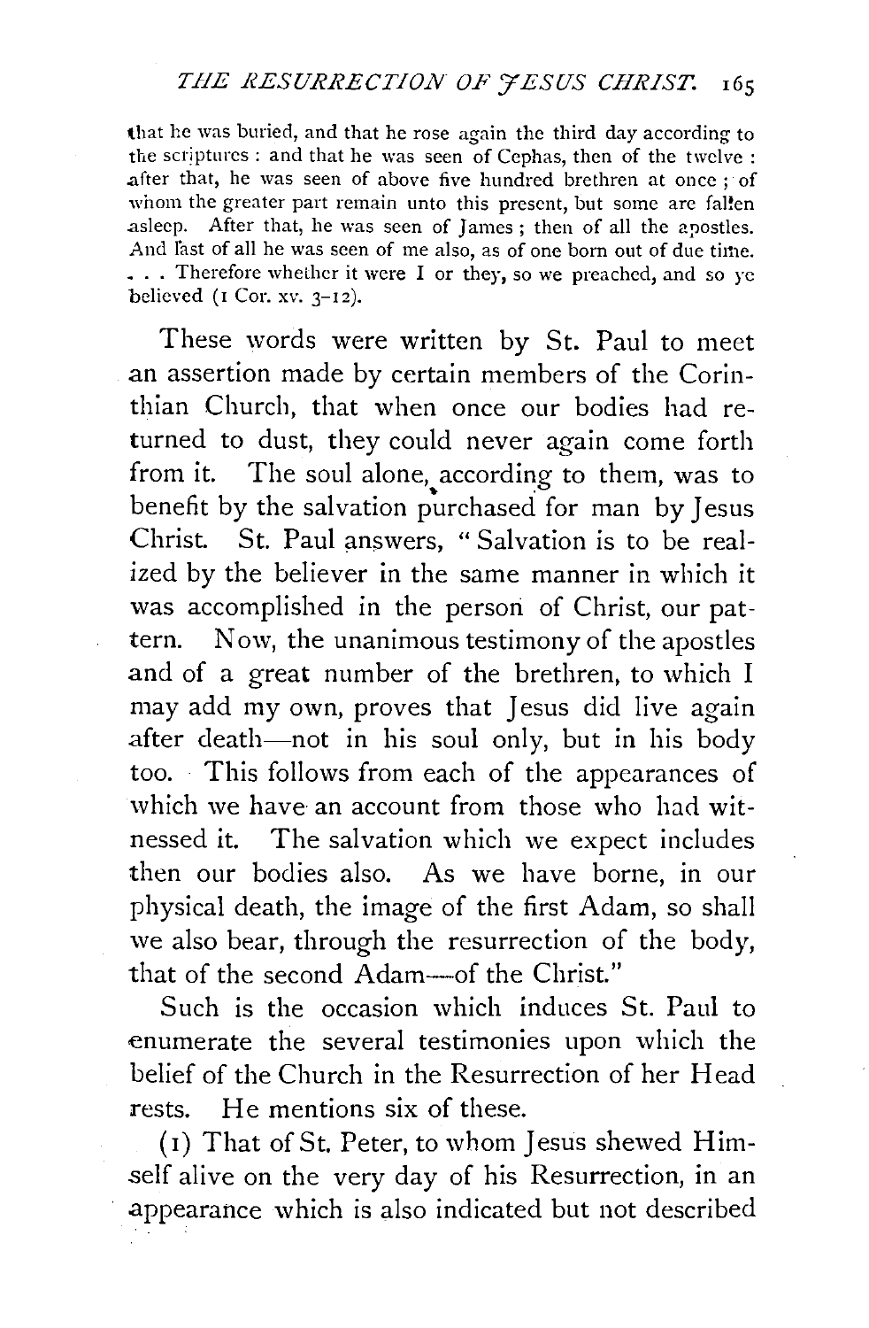that he was buried, and that he rose again the third day according to the scriptures: and that he was seen of Cephas, then of the twelve: after that, he was seen of above five hundred brethren at once; of whom the greater part remain unto this present, but some are fallen asleep. After that, he was seen of James; then of all the apostles. And last of all he was seen of me also, as of one born out of due time. . . . Therefore whether it were I or they, so we preached, and so ye believed (1 Cor. xv. 3-12).

These words were written by St. Paul to meet an assertion made by certain members of the Corinthian Church, that when once our bodies had returned to dust, they could never again come forth from it. The soul alone, according to them, was to benefit by the salvation purchased for man by Jesus Christ. St. Paul answers, "Salvation is to be realized by the believer in the same manner in which it was accomplished in the person of Christ, our pattern. Now, the unanimous testimony of the apostles and of a great number of the brethren, to which I may add my own, proves that Jesus did live again after death—not in his soul only, but in his body too. This follows from each of the appearances of which we have an account from those who had witnessed it. The salvation which we expect includes then our bodies also. As we have borne, in our physical death, the image of the first Adam, so shall we also bear, through the resurrection of the body, that of the second Adam—of the Christ."

Such is the occasion which induces St. Paul to enumerate the several testimonies upon which the belief of the Church in the Resurrection of her Head rests. He mentions six of these.

(1) That of St. Peter, to whom Jesus shewed Himself alive on the very day of his Resurrection, in an appearance which is also indicated but not described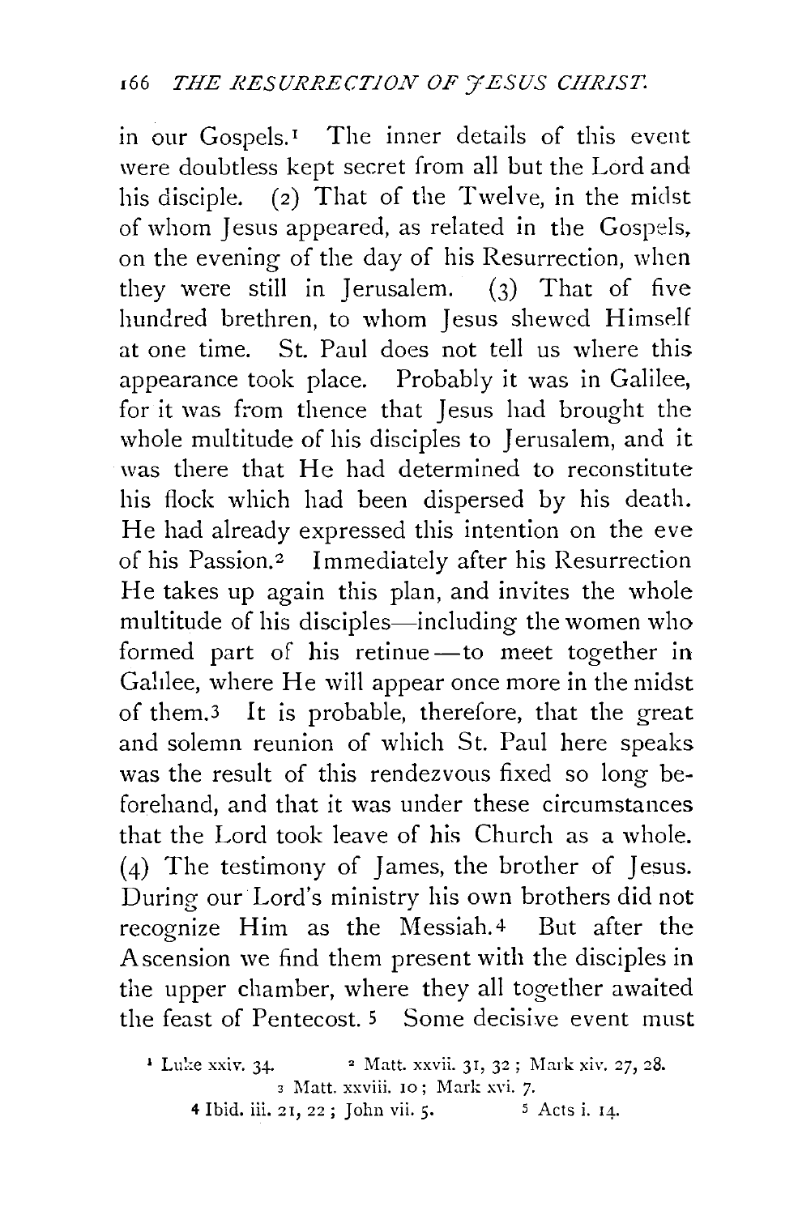in our Gospels.[1] The inner details of this event were doubtless kept secret from all but the Lord and his disciple. (2) That of the Twelve, in the midst of whom Jesus appeared, as related in the Gospels, on the evening of the day of his Resurrection, when they were still in Jerusalem. (3) That of five hundred brethren, to whom Jesus shewed Himself at one time. St. Paul does not tell us where this appearance took place. Probably it was in Galilee, for it was from thence that Jesus had brought the whole multitude of his disciples to Jerusalem, and it was there that He had determined to reconstitute his flock which had been dispersed by his death. He had already expressed this intention on the eve of his Passion.[2] Immediately after his Resurrection He takes up again this plan, and invites the whole multitude of his disciples—including the women who formed part of his retinue—to meet together in Galilee, where He will appear once more in the midst of them.[3] It is probable, therefore, that the great and solemn reunion of which St. Paul here speaks was the result of this rendezvous fixed so long beforehand, and that it was under these circumstances that the Lord took leave of his Church as a whole. (4) The testimony of James, the brother of Jesus. During our Lord's ministry his own brothers did not recognize Him as the Messiah.[4] But after the Ascension we find them present with the disciples in the upper chamber, where they all together awaited the feast of Pentecost.[5] Some decisive event must

[1] Luke xxiv. 34. [2] Matt. xxvii. 31, 32; Mark xiv. 27, 28.
[3] Matt. xxviii. 10; Mark xvi. 7.
[4] Ibid. iii. 21, 22; John vii. 5. [5] Acts i. 14.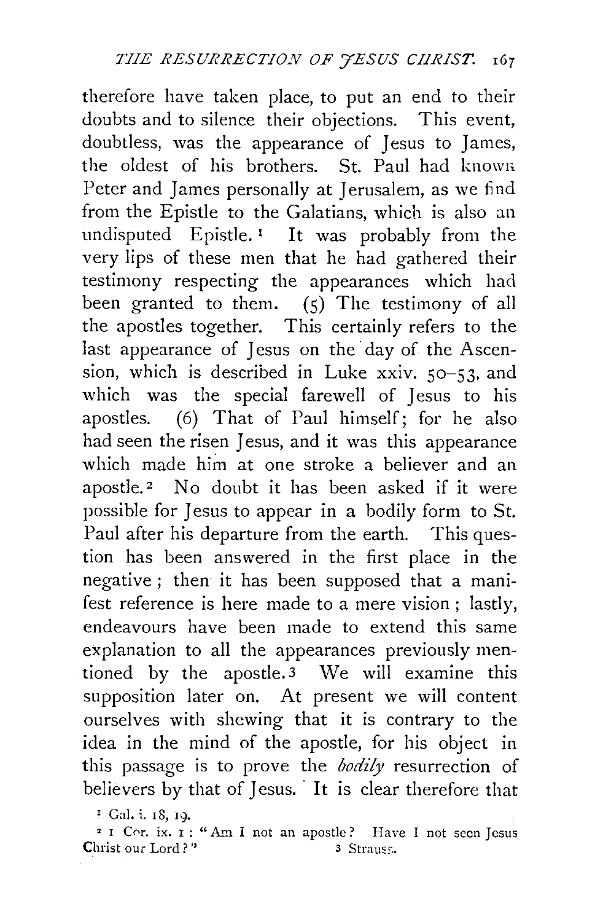therefore have taken place, to put an end to their doubts and to silence their objections. This event, doubtless, was the appearance of Jesus to James, the oldest of his brothers. St. Paul had known Peter and James personally at Jerusalem, as we find from the Epistle to the Galatians, which is also an undisputed Epistle.[1] It was probably from the very lips of these men that he had gathered their testimony respecting the appearances which had been granted to them. (5) The testimony of all the apostles together. This certainly refers to the last appearance of Jesus on the day of the Ascension, which is described in Luke xxiv. 50–53, and which was the special farewell of Jesus to his apostles. (6) That of Paul himself; for he also had seen the risen Jesus, and it was this appearance which made him at one stroke a believer and an apostle.[2] No doubt it has been asked if it were possible for Jesus to appear in a bodily form to St. Paul after his departure from the earth. This question has been answered in the first place in the negative; then it has been supposed that a manifest reference is here made to a mere vision; lastly, endeavours have been made to extend this same explanation to all the appearances previously mentioned by the apostle.[3] We will examine this supposition later on. At present we will content ourselves with shewing that it is contrary to the idea in the mind of the apostle, for his object in this passage is to prove the *bodily* resurrection of believers by that of Jesus. It is clear therefore that

[1] Gal. i. 18, 19.

[2] 1 Cor. ix. 1: "Am I not an apostle? Have I not seen Jesus Christ our Lord?"

[3] Strauss.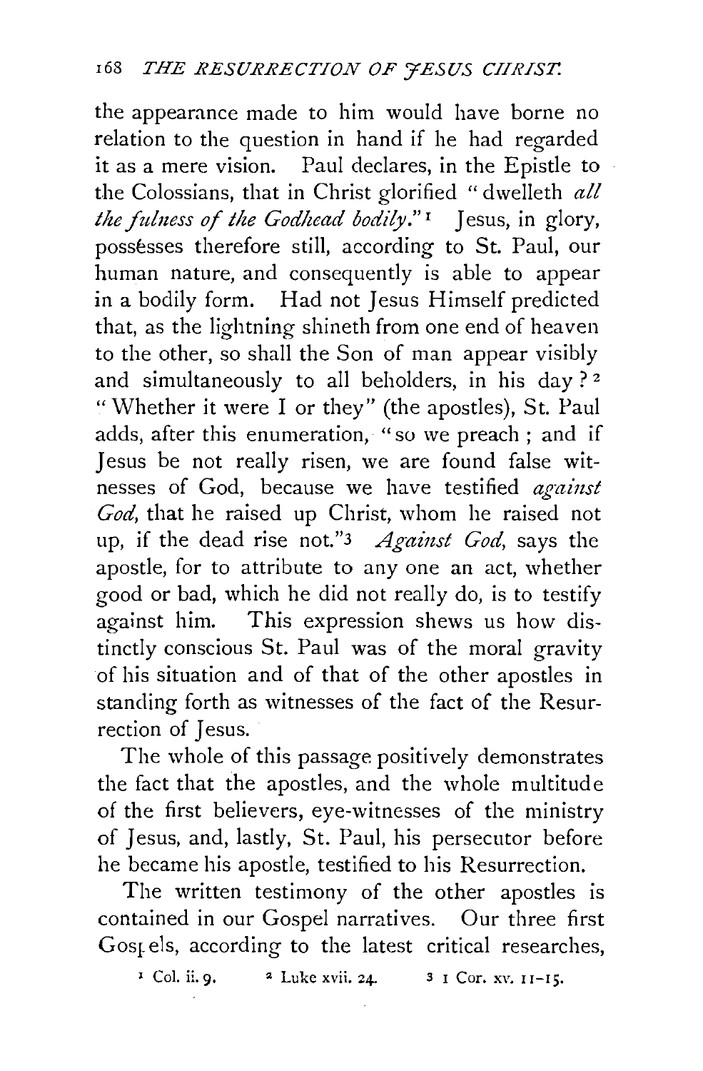the appearance made to him would have borne no relation to the question in hand if he had regarded it as a mere vision. Paul declares, in the Epistle to the Colossians, that in Christ glorified "dwelleth *all the fulness of the Godhead bodily*."[1] Jesus, in glory, possesses therefore still, according to St. Paul, our human nature, and consequently is able to appear in a bodily form. Had not Jesus Himself predicted that, as the lightning shineth from one end of heaven to the other, so shall the Son of man appear visibly and simultaneously to all beholders, in his day?[2] "Whether it were I or they" (the apostles), St. Paul adds, after this enumeration, "so we preach; and if Jesus be not really risen, we are found false witnesses of God, because we have testified *against God*, that he raised up Christ, whom he raised not up, if the dead rise not."[3] *Against God*, says the apostle, for to attribute to any one an act, whether good or bad, which he did not really do, is to testify against him. This expression shews us how distinctly conscious St. Paul was of the moral gravity of his situation and of that of the other apostles in standing forth as witnesses of the fact of the Resurrection of Jesus.

The whole of this passage positively demonstrates the fact that the apostles, and the whole multitude of the first believers, eye-witnesses of the ministry of Jesus, and, lastly, St. Paul, his persecutor before he became his apostle, testified to his Resurrection.

The written testimony of the other apostles is contained in our Gospel narratives. Our three first Gospels, according to the latest critical researches,

[1] Col. ii. 9. [2] Luke xvii. 24. [3] 1 Cor. xv. 11–15.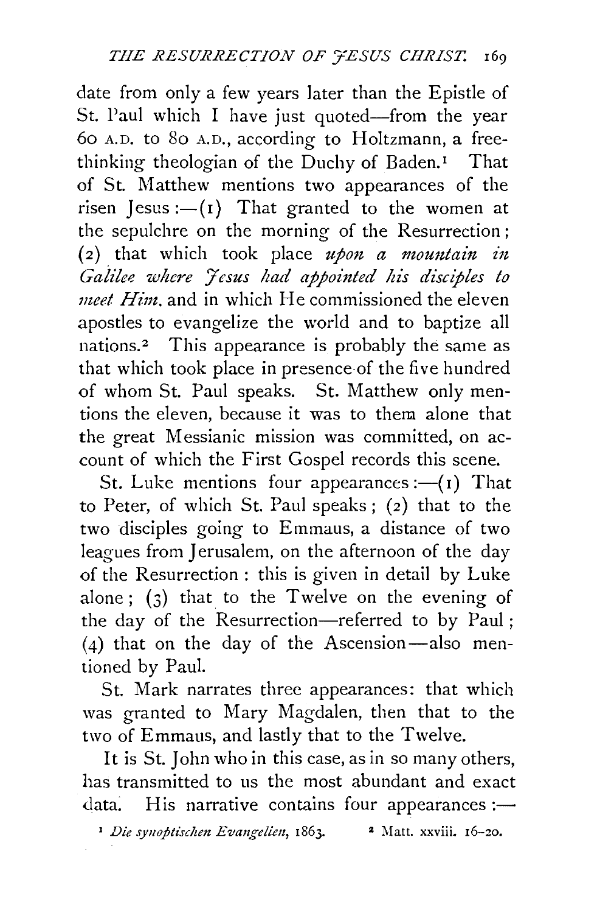date from only a few years later than the Epistle of St. Paul which I have just quoted—from the year 60 A.D. to 80 A.D., according to Holtzmann, a free-thinking theologian of the Duchy of Baden.[1] That of St. Matthew mentions two appearances of the risen Jesus:—(1) That granted to the women at the sepulchre on the morning of the Resurrection; (2) that which took place *upon a mountain in Galilee where Jesus had appointed his disciples to meet Him*, and in which He commissioned the eleven apostles to evangelize the world and to baptize all nations.[2] This appearance is probably the same as that which took place in presence of the five hundred of whom St. Paul speaks. St. Matthew only mentions the eleven, because it was to them alone that the great Messianic mission was committed, on account of which the First Gospel records this scene.

St. Luke mentions four appearances:—(1) That to Peter, of which St. Paul speaks; (2) that to the two disciples going to Emmaus, a distance of two leagues from Jerusalem, on the afternoon of the day of the Resurrection: this is given in detail by Luke alone; (3) that to the Twelve on the evening of the day of the Resurrection—referred to by Paul; (4) that on the day of the Ascension—also mentioned by Paul.

St. Mark narrates three appearances: that which was granted to Mary Magdalen, then that to the two of Emmaus, and lastly that to the Twelve.

It is St. John who in this case, as in so many others, has transmitted to us the most abundant and exact data. His narrative contains four appearances:—

[1] *Die synoptischen Evangelien*, 1863. [2] Matt. xxviii. 16–20.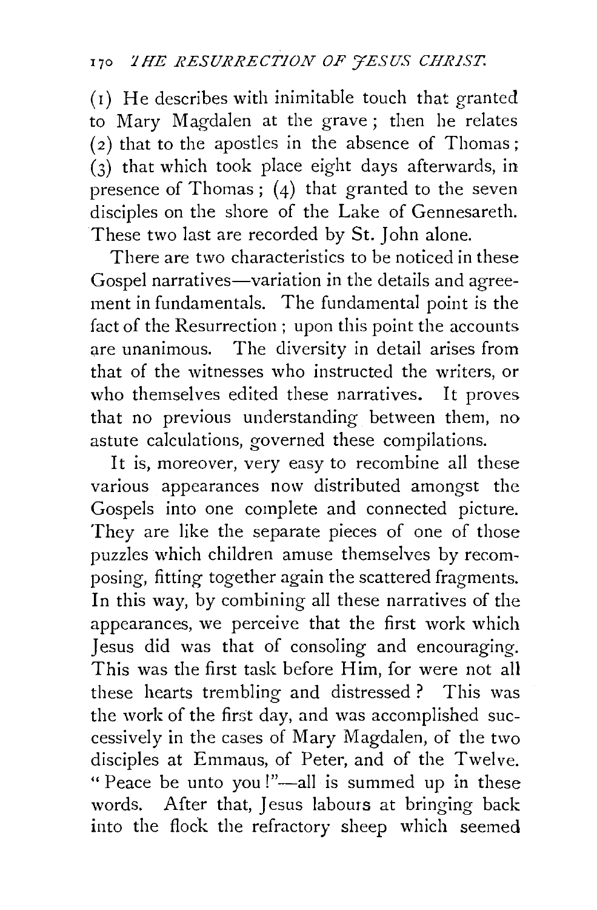(1) He describes with inimitable touch that granted to Mary Magdalen at the grave; then he relates (2) that to the apostles in the absence of Thomas; (3) that which took place eight days afterwards, in presence of Thomas; (4) that granted to the seven disciples on the shore of the Lake of Gennesareth. These two last are recorded by St. John alone.

There are two characteristics to be noticed in these Gospel narratives—variation in the details and agreement in fundamentals. The fundamental point is the fact of the Resurrection; upon this point the accounts are unanimous. The diversity in detail arises from that of the witnesses who instructed the writers, or who themselves edited these narratives. It proves that no previous understanding between them, no astute calculations, governed these compilations.

It is, moreover, very easy to recombine all these various appearances now distributed amongst the Gospels into one complete and connected picture. They are like the separate pieces of one of those puzzles which children amuse themselves by recomposing, fitting together again the scattered fragments. In this way, by combining all these narratives of the appearances, we perceive that the first work which Jesus did was that of consoling and encouraging. This was the first task before Him, for were not all these hearts trembling and distressed? This was the work of the first day, and was accomplished successively in the cases of Mary Magdalen, of the two disciples at Emmaus, of Peter, and of the Twelve. "Peace be unto you!"—all is summed up in these words. After that, Jesus labours at bringing back into the flock the refractory sheep which seemed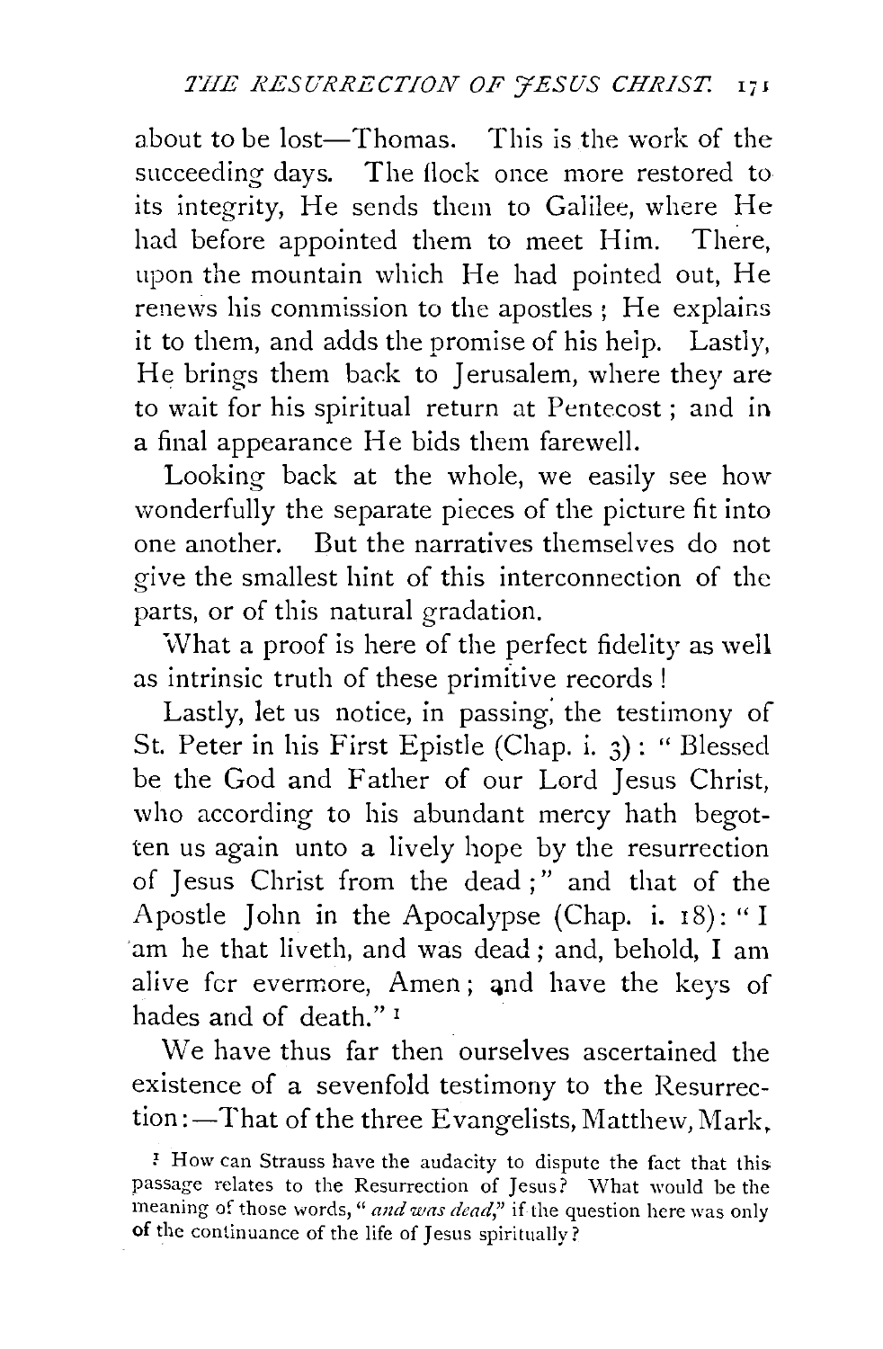about to be lost—Thomas. This is the work of the succeeding days. The flock once more restored to its integrity, He sends them to Galilee, where He had before appointed them to meet Him. There, upon the mountain which He had pointed out, He renews his commission to the apostles; He explains it to them, and adds the promise of his help. Lastly, He brings them back to Jerusalem, where they are to wait for his spiritual return at Pentecost; and in a final appearance He bids them farewell.

Looking back at the whole, we easily see how wonderfully the separate pieces of the picture fit into one another. But the narratives themselves do not give the smallest hint of this interconnection of the parts, or of this natural gradation.

What a proof is here of the perfect fidelity as well as intrinsic truth of these primitive records!

Lastly, let us notice, in passing, the testimony of St. Peter in his First Epistle (Chap. i. 3): "Blessed be the God and Father of our Lord Jesus Christ, who according to his abundant mercy hath begotten us again unto a lively hope by the resurrection of Jesus Christ from the dead;" and that of the Apostle John in the Apocalypse (Chap. i. 18): "I am he that liveth, and was dead; and, behold, I am alive for evermore, Amen; and have the keys of hades and of death." [1]

We have thus far then ourselves ascertained the existence of a sevenfold testimony to the Resurrection:—That of the three Evangelists, Matthew, Mark,

[1] How can Strauss have the audacity to dispute the fact that this passage relates to the Resurrection of Jesus? What would be the meaning of those words, "*and was dead*," if the question here was only of the continuance of the life of Jesus spiritually?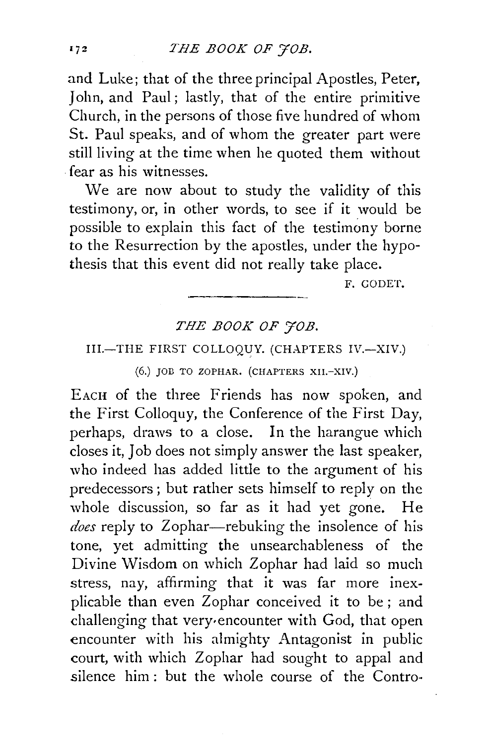and Luke; that of the three principal Apostles, Peter, John, and Paul; lastly, that of the entire primitive Church, in the persons of those five hundred of whom St. Paul speaks, and of whom the greater part were still living at the time when he quoted them without fear as his witnesses.

We are now about to study the validity of this testimony, or, in other words, to see if it would be possible to explain this fact of the testimony borne to the Resurrection by the apostles, under the hypothesis that this event did not really take place.

F. GODET.

---

## *THE BOOK OF JOB.*

### III.—THE FIRST COLLOQUY. (CHAPTERS IV.—XIV.)

#### (6.) JOB TO ZOPHAR. (CHAPTERS XII.-XIV.)

EACH of the three Friends has now spoken, and the First Colloquy, the Conference of the First Day, perhaps, draws to a close. In the harangue which closes it, Job does not simply answer the last speaker, who indeed has added little to the argument of his predecessors; but rather sets himself to reply on the whole discussion, so far as it had yet gone. He *does* reply to Zophar—rebuking the insolence of his tone, yet admitting the unsearchableness of the Divine Wisdom on which Zophar had laid so much stress, nay, affirming that it was far more inexplicable than even Zophar conceived it to be; and challenging that very encounter with God, that open encounter with his almighty Antagonist in public court, with which Zophar had sought to appal and silence him: but the whole course of the Contro-